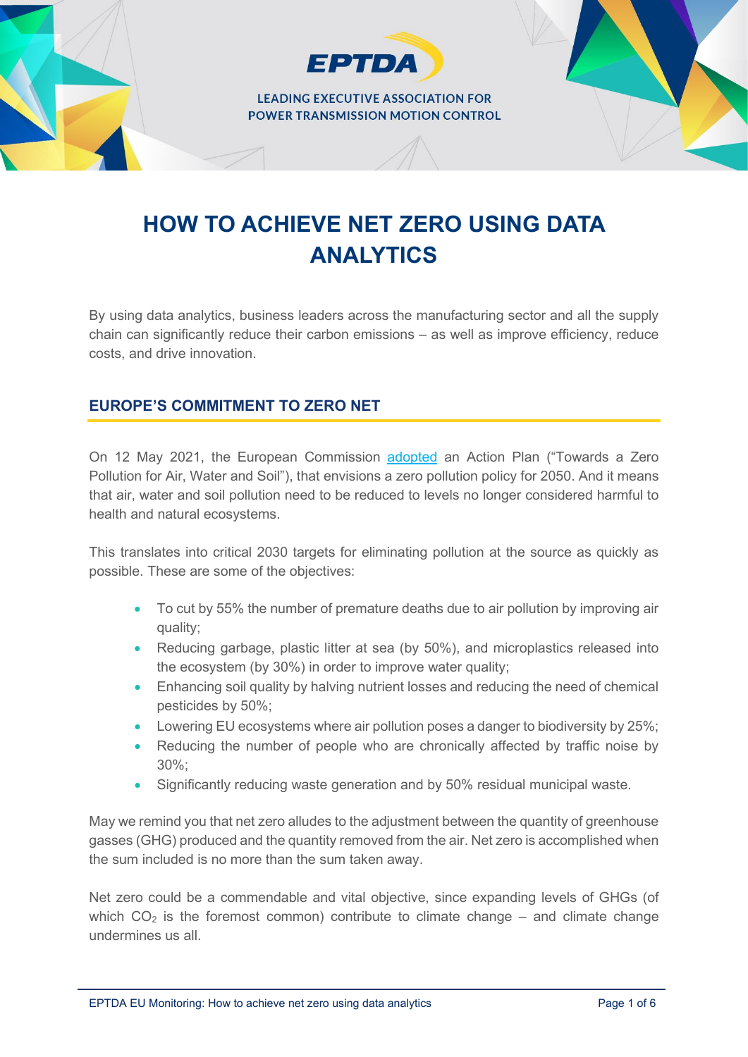EPTDA

LEADING EXECUTIVE ASSOCIATION FOR POWER TRANSMISSION MOTION CONTROL

# HOW TO ACHIEVE NET ZERO USING DATA ANALYTICS

By using data analytics, business leaders across the manufacturing sector and all the supply chain can significantly reduce their carbon emissions – as well as improve efficiency, reduce costs, and drive innovation.

## EUROPE'S COMMITMENT TO ZERO NET

On 12 May 2021, the European Commission [adopted](#) an Action Plan ("Towards a Zero Pollution for Air, Water and Soil"), that envisions a zero pollution policy for 2050. And it means that air, water and soil pollution need to be reduced to levels no longer considered harmful to health and natural ecosystems.

This translates into critical 2030 targets for eliminating pollution at the source as quickly as possible. These are some of the objectives:

- To cut by 55% the number of premature deaths due to air pollution by improving air quality;
- Reducing garbage, plastic litter at sea (by 50%), and microplastics released into the ecosystem (by 30%) in order to improve water quality;
- Enhancing soil quality by halving nutrient losses and reducing the need of chemical pesticides by 50%;
- Lowering EU ecosystems where air pollution poses a danger to biodiversity by 25%;
- Reducing the number of people who are chronically affected by traffic noise by 30%;
- Significantly reducing waste generation and by 50% residual municipal waste.

May we remind you that net zero alludes to the adjustment between the quantity of greenhouse gasses (GHG) produced and the quantity removed from the air. Net zero is accomplished when the sum included is no more than the sum taken away.

Net zero could be a commendable and vital objective, since expanding levels of GHGs (of which $CO_2$ is the foremost common) contribute to climate change – and climate change undermines us all.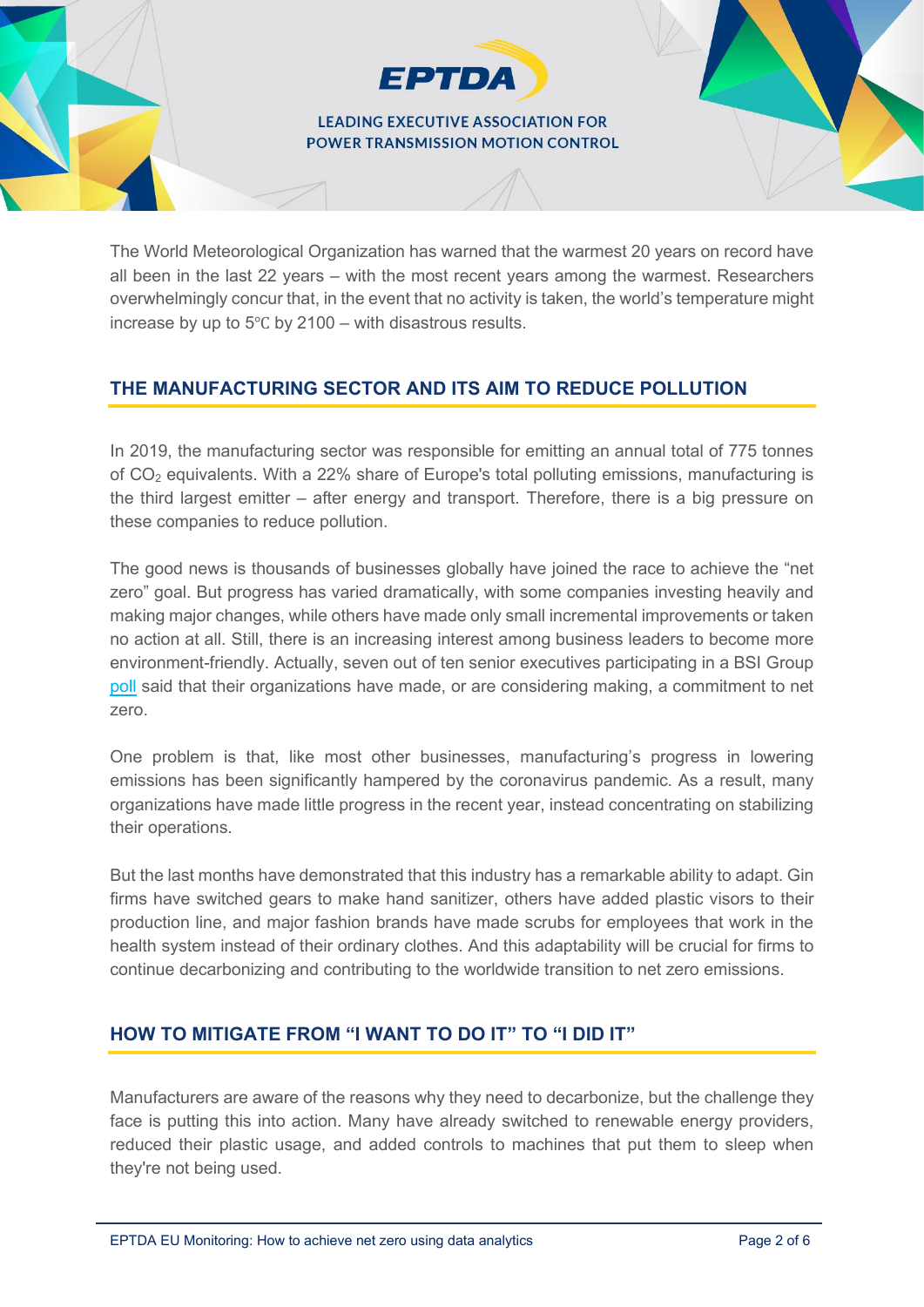The World Meteorological Organization has warned that the warmest 20 years on record have all been in the last 22 years – with the most recent years among the warmest. Researchers overwhelmingly concur that, in the event that no activity is taken, the world's temperature might increase by up to 5℃ by 2100 – with disastrous results.

## THE MANUFACTURING SECTOR AND ITS AIM TO REDUCE POLLUTION

In 2019, the manufacturing sector was responsible for emitting an annual total of 775 tonnes of $CO_2$ equivalents. With a 22% share of Europe's total polluting emissions, manufacturing is the third largest emitter – after energy and transport. Therefore, there is a big pressure on these companies to reduce pollution.

The good news is thousands of businesses globally have joined the race to achieve the "net zero" goal. But progress has varied dramatically, with some companies investing heavily and making major changes, while others have made only small incremental improvements or taken no action at all. Still, there is an increasing interest among business leaders to become more environment-friendly. Actually, seven out of ten senior executives participating in a BSI Group poll said that their organizations have made, or are considering making, a commitment to net zero.

One problem is that, like most other businesses, manufacturing's progress in lowering emissions has been significantly hampered by the coronavirus pandemic. As a result, many organizations have made little progress in the recent year, instead concentrating on stabilizing their operations.

But the last months have demonstrated that this industry has a remarkable ability to adapt. Gin firms have switched gears to make hand sanitizer, others have added plastic visors to their production line, and major fashion brands have made scrubs for employees that work in the health system instead of their ordinary clothes. And this adaptability will be crucial for firms to continue decarbonizing and contributing to the worldwide transition to net zero emissions.

## HOW TO MITIGATE FROM "I WANT TO DO IT" TO "I DID IT"

Manufacturers are aware of the reasons why they need to decarbonize, but the challenge they face is putting this into action. Many have already switched to renewable energy providers, reduced their plastic usage, and added controls to machines that put them to sleep when they're not being used.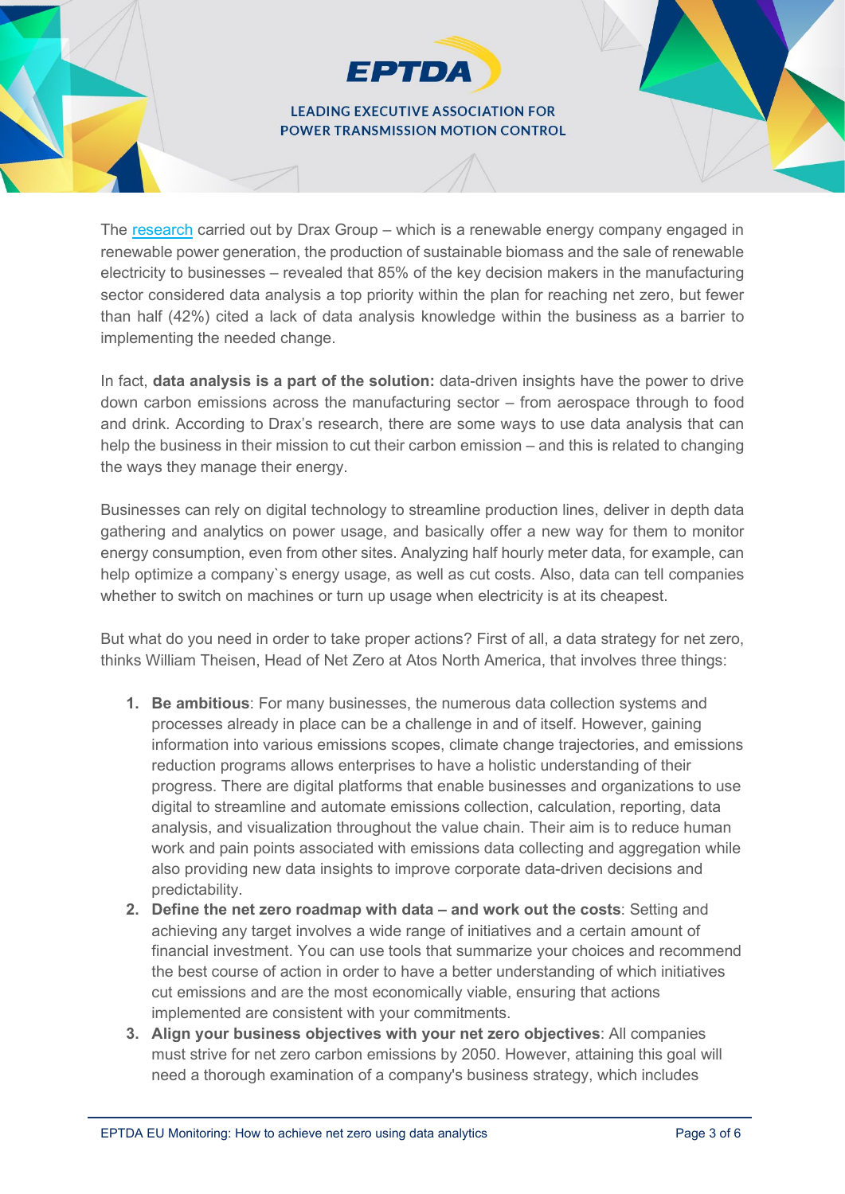The research carried out by Drax Group – which is a renewable energy company engaged in renewable power generation, the production of sustainable biomass and the sale of renewable electricity to businesses – revealed that 85% of the key decision makers in the manufacturing sector considered data analysis a top priority within the plan for reaching net zero, but fewer than half (42%) cited a lack of data analysis knowledge within the business as a barrier to implementing the needed change.

In fact, **data analysis is a part of the solution:** data-driven insights have the power to drive down carbon emissions across the manufacturing sector – from aerospace through to food and drink. According to Drax's research, there are some ways to use data analysis that can help the business in their mission to cut their carbon emission – and this is related to changing the ways they manage their energy.

Businesses can rely on digital technology to streamline production lines, deliver in depth data gathering and analytics on power usage, and basically offer a new way for them to monitor energy consumption, even from other sites. Analyzing half hourly meter data, for example, can help optimize a company`s energy usage, as well as cut costs. Also, data can tell companies whether to switch on machines or turn up usage when electricity is at its cheapest.

But what do you need in order to take proper actions? First of all, a data strategy for net zero, thinks William Theisen, Head of Net Zero at Atos North America, that involves three things:

1. **Be ambitious**: For many businesses, the numerous data collection systems and processes already in place can be a challenge in and of itself. However, gaining information into various emissions scopes, climate change trajectories, and emissions reduction programs allows enterprises to have a holistic understanding of their progress. There are digital platforms that enable businesses and organizations to use digital to streamline and automate emissions collection, calculation, reporting, data analysis, and visualization throughout the value chain. Their aim is to reduce human work and pain points associated with emissions data collecting and aggregation while also providing new data insights to improve corporate data-driven decisions and predictability.
2. **Define the net zero roadmap with data – and work out the costs**: Setting and achieving any target involves a wide range of initiatives and a certain amount of financial investment. You can use tools that summarize your choices and recommend the best course of action in order to have a better understanding of which initiatives cut emissions and are the most economically viable, ensuring that actions implemented are consistent with your commitments.
3. **Align your business objectives with your net zero objectives**: All companies must strive for net zero carbon emissions by 2050. However, attaining this goal will need a thorough examination of a company's business strategy, which includes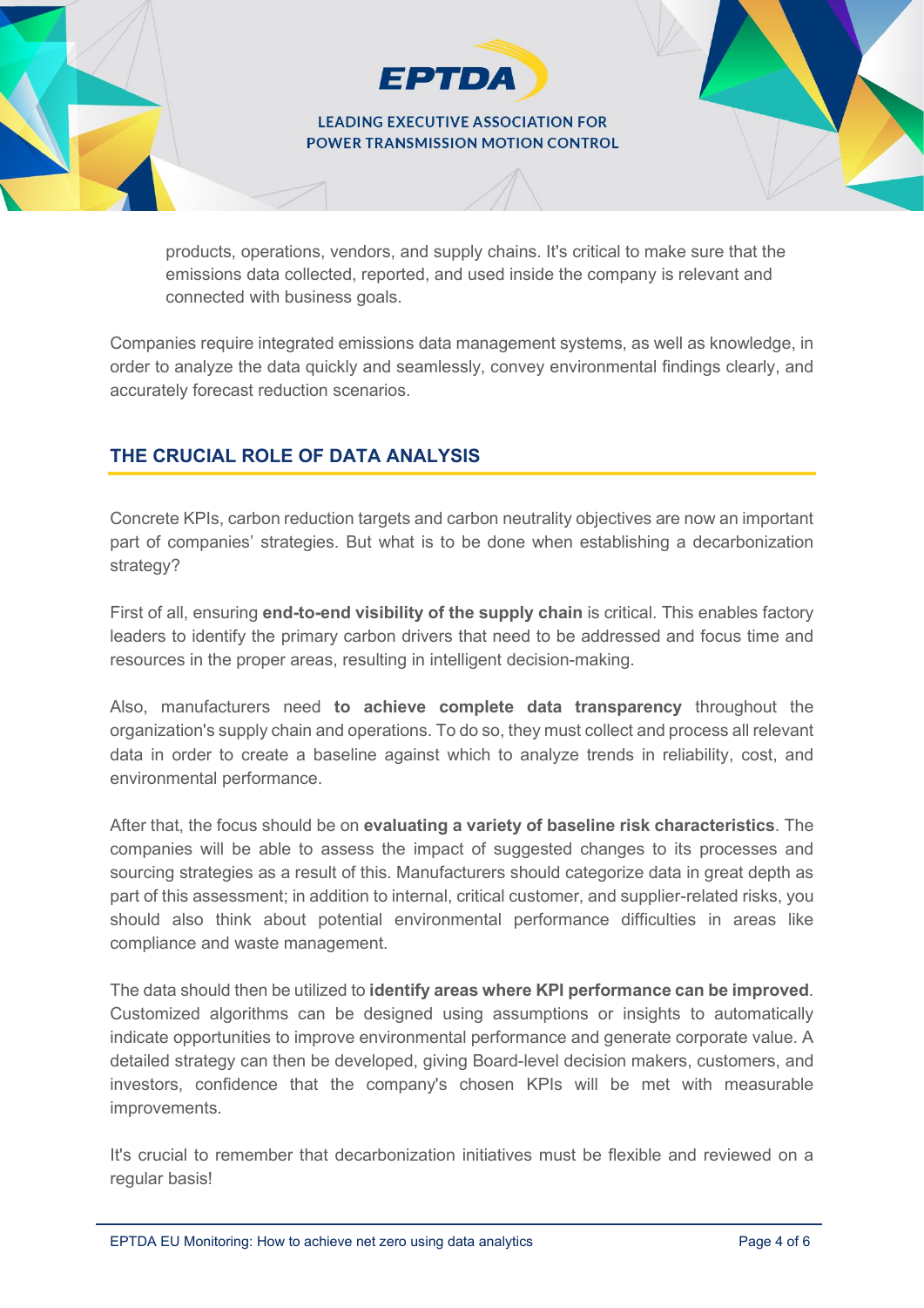products, operations, vendors, and supply chains. It's critical to make sure that the emissions data collected, reported, and used inside the company is relevant and connected with business goals.

Companies require integrated emissions data management systems, as well as knowledge, in order to analyze the data quickly and seamlessly, convey environmental findings clearly, and accurately forecast reduction scenarios.

## THE CRUCIAL ROLE OF DATA ANALYSIS

Concrete KPIs, carbon reduction targets and carbon neutrality objectives are now an important part of companies' strategies. But what is to be done when establishing a decarbonization strategy?

First of all, ensuring **end-to-end visibility of the supply chain** is critical. This enables factory leaders to identify the primary carbon drivers that need to be addressed and focus time and resources in the proper areas, resulting in intelligent decision-making.

Also, manufacturers need **to achieve complete data transparency** throughout the organization's supply chain and operations. To do so, they must collect and process all relevant data in order to create a baseline against which to analyze trends in reliability, cost, and environmental performance.

After that, the focus should be on **evaluating a variety of baseline risk characteristics**. The companies will be able to assess the impact of suggested changes to its processes and sourcing strategies as a result of this. Manufacturers should categorize data in great depth as part of this assessment; in addition to internal, critical customer, and supplier-related risks, you should also think about potential environmental performance difficulties in areas like compliance and waste management.

The data should then be utilized to **identify areas where KPI performance can be improved**. Customized algorithms can be designed using assumptions or insights to automatically indicate opportunities to improve environmental performance and generate corporate value. A detailed strategy can then be developed, giving Board-level decision makers, customers, and investors, confidence that the company's chosen KPIs will be met with measurable improvements.

It's crucial to remember that decarbonization initiatives must be flexible and reviewed on a regular basis!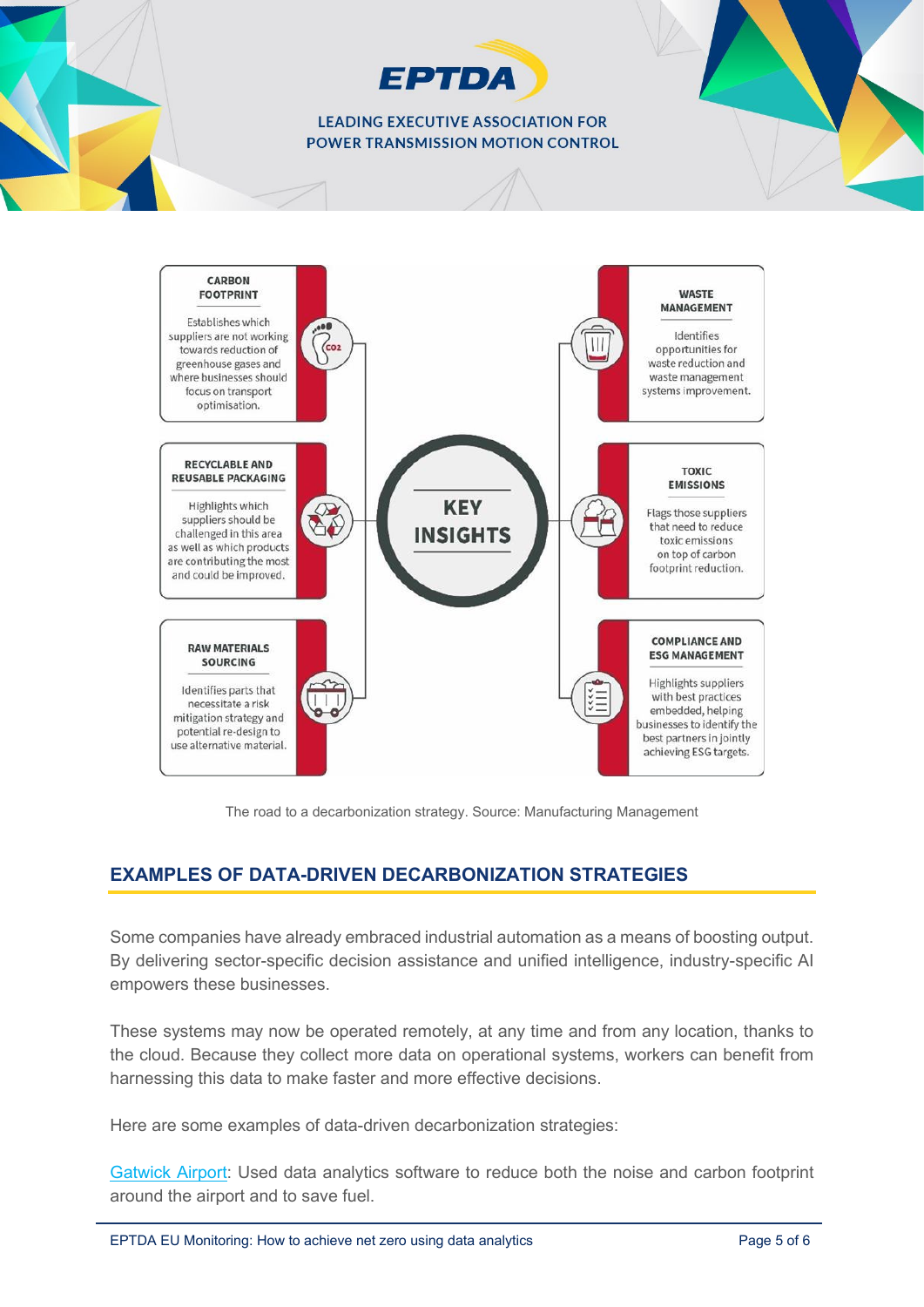**CARBON FOOTPRINT**

Establishes which suppliers are not working towards reduction of greenhouse gases and where businesses should focus on transport optimisation.

**RECYCLABLE AND REUSABLE PACKAGING**

Highlights which suppliers should be challenged in this area as well as which products are contributing the most and could be improved.

**RAW MATERIALS SOURCING**

Identifies parts that necessitate a risk mitigation strategy and potential re-design to use alternative material.

**KEY INSIGHTS**

**WASTE MANAGEMENT**

Identifies opportunities for waste reduction and waste management systems improvement.

**TOXIC EMISSIONS**

Flags those suppliers that need to reduce toxic emissions on top of carbon footprint reduction.

**COMPLIANCE AND ESG MANAGEMENT**

Highlights suppliers with best practices embedded, helping businesses to identify the best partners in jointly achieving ESG targets.

The road to a decarbonization strategy. Source: Manufacturing Management

## EXAMPLES OF DATA-DRIVEN DECARBONIZATION STRATEGIES

Some companies have already embraced industrial automation as a means of boosting output. By delivering sector-specific decision assistance and unified intelligence, industry-specific AI empowers these businesses.

These systems may now be operated remotely, at any time and from any location, thanks to the cloud. Because they collect more data on operational systems, workers can benefit from harnessing this data to make faster and more effective decisions.

Here are some examples of data-driven decarbonization strategies:

Gatwick Airport: Used data analytics software to reduce both the noise and carbon footprint around the airport and to save fuel.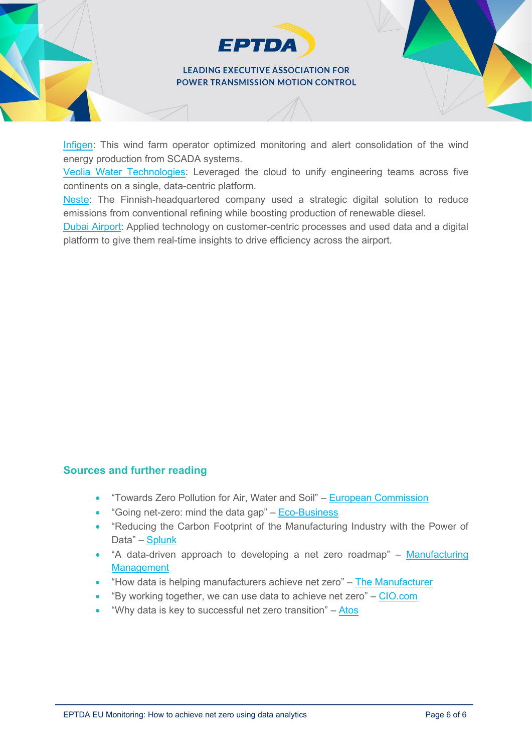Infigen: This wind farm operator optimized monitoring and alert consolidation of the wind energy production from SCADA systems.
Veolia Water Technologies: Leveraged the cloud to unify engineering teams across five continents on a single, data-centric platform.
Neste: The Finnish-headquartered company used a strategic digital solution to reduce emissions from conventional refining while boosting production of renewable diesel.
Dubai Airport: Applied technology on customer-centric processes and used data and a digital platform to give them real-time insights to drive efficiency across the airport.

## Sources and further reading

- "Towards Zero Pollution for Air, Water and Soil" – European Commission
- "Going net-zero: mind the data gap" – Eco-Business
- "Reducing the Carbon Footprint of the Manufacturing Industry with the Power of Data" – Splunk
- "A data-driven approach to developing a net zero roadmap" – Manufacturing Management
- "How data is helping manufacturers achieve net zero" – The Manufacturer
- "By working together, we can use data to achieve net zero" – CIO.com
- "Why data is key to successful net zero transition" – Atos